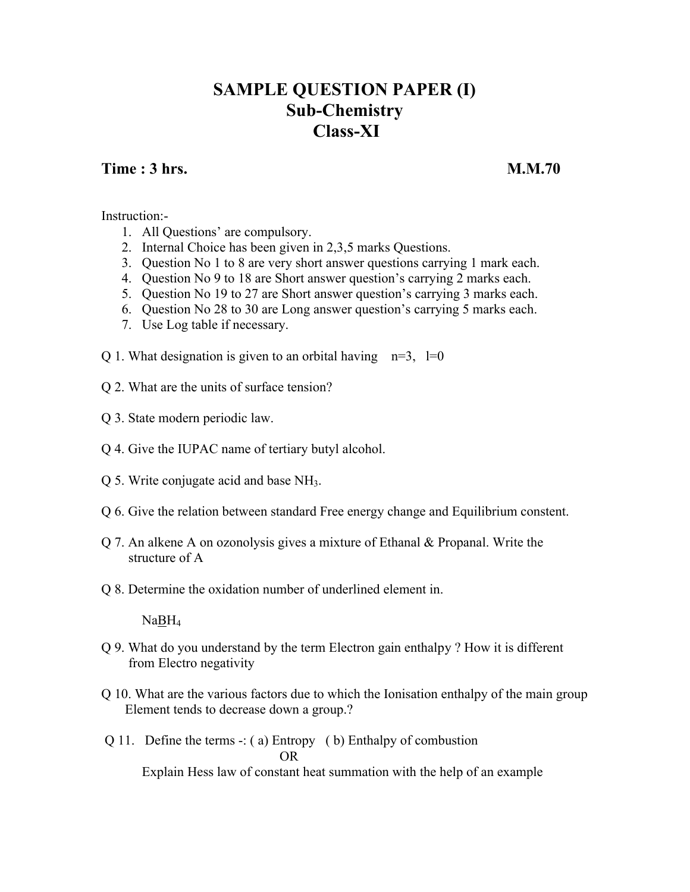# SAMPLE QUESTION PAPER (I)
# Sub-Chemistry
# Class-XI

**Time : 3 hrs.** **M.M.70**

Instruction:-

1. All Questions' are compulsory.
2. Internal Choice has been given in 2,3,5 marks Questions.
3. Question No 1 to 8 are very short answer questions carrying 1 mark each.
4. Question No 9 to 18 are Short answer question's carrying 2 marks each.
5. Question No 19 to 27 are Short answer question's carrying 3 marks each.
6. Question No 28 to 30 are Long answer question's carrying 5 marks each.
7. Use Log table if necessary.

Q 1. What designation is given to an orbital having n=3, l=0

Q 2. What are the units of surface tension?

Q 3. State modern periodic law.

Q 4. Give the IUPAC name of tertiary butyl alcohol.

Q 5. Write conjugate acid and base $NH_3$.

Q 6. Give the relation between standard Free energy change and Equilibrium constent.

Q 7. An alkene A on ozonolysis gives a mixture of Ethanal & Propanal. Write the structure of A

Q 8. Determine the oxidation number of underlined element in.

$Na\underline{B}H_4$

Q 9. What do you understand by the term Electron gain enthalpy ? How it is different from Electro negativity

Q 10. What are the various factors due to which the Ionisation enthalpy of the main group Element tends to decrease down a group.?

Q 11. Define the terms -: ( a) Entropy ( b) Enthalpy of combustion

OR

Explain Hess law of constant heat summation with the help of an example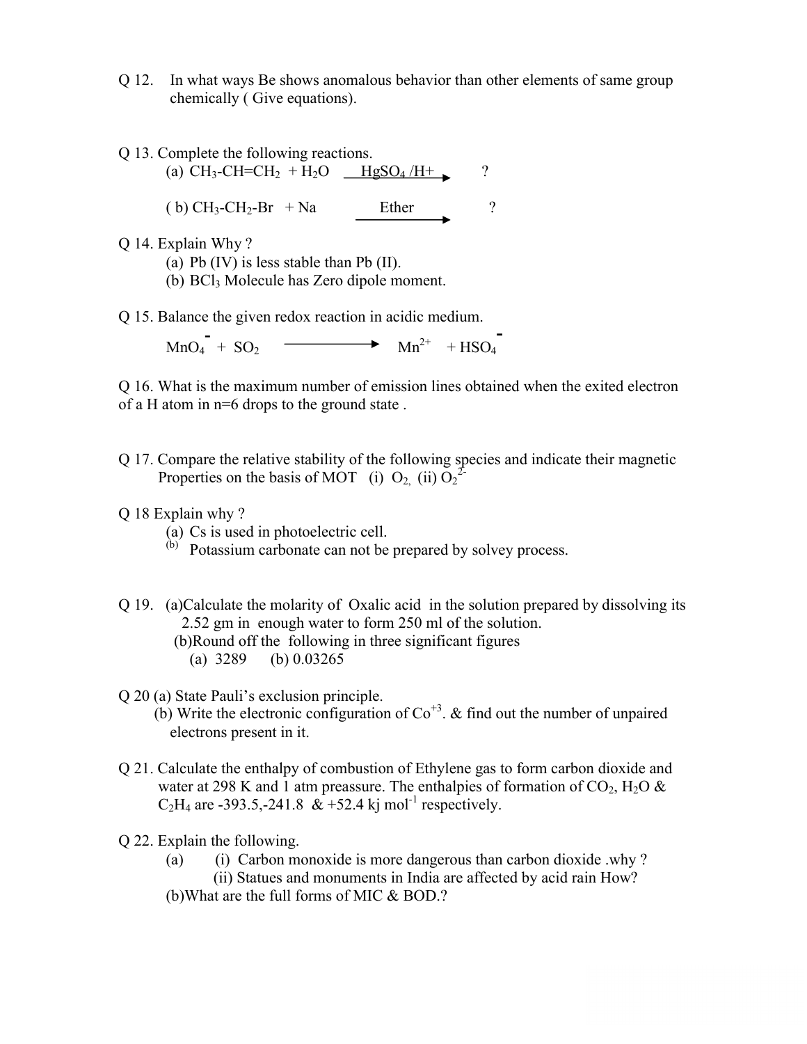Q 12. In what ways Be shows anomalous behavior than other elements of same group chemically ( Give equations).

Q 13. Complete the following reactions.

(a) $CH_3\text{-}CH{=}CH_2 + H_2O \xrightarrow{HgSO_4/H^+}$ ?

(b) $CH_3\text{-}CH_2\text{-}Br + Na \xrightarrow{\text{Ether}}$ ?

Q 14. Explain Why ?

(a) Pb (IV) is less stable than Pb (II).

(b) $BCl_3$ Molecule has Zero dipole moment.

Q 15. Balance the given redox reaction in acidic medium.

$$MnO_4^- + SO_2 \longrightarrow Mn^{2+} + HSO_4^-$$

Q 16. What is the maximum number of emission lines obtained when the exited electron of a H atom in n=6 drops to the ground state .

Q 17. Compare the relative stability of the following species and indicate their magnetic Properties on the basis of MOT (i) $O_2$, (ii) $O_2^{2-}$

Q 18 Explain why ?

(a) Cs is used in photoelectric cell.

(b) Potassium carbonate can not be prepared by solvey process.

Q 19. (a)Calculate the molarity of Oxalic acid in the solution prepared by dissolving its 2.52 gm in enough water to form 250 ml of the solution.

(b)Round off the following in three significant figures

(a) 3289 (b) 0.03265

Q 20 (a) State Pauli's exclusion principle.

(b) Write the electronic configuration of $Co^{+3}$. & find out the number of unpaired electrons present in it.

Q 21. Calculate the enthalpy of combustion of Ethylene gas to form carbon dioxide and water at 298 K and 1 atm preassure. The enthalpies of formation of $CO_2$, $H_2O$ & $C_2H_4$ are -393.5,-241.8 & +52.4 kj mol$^{-1}$ respectively.

Q 22. Explain the following.

(a) (i) Carbon monoxide is more dangerous than carbon dioxide .why ?

(ii) Statues and monuments in India are affected by acid rain How?

(b)What are the full forms of MIC & BOD.?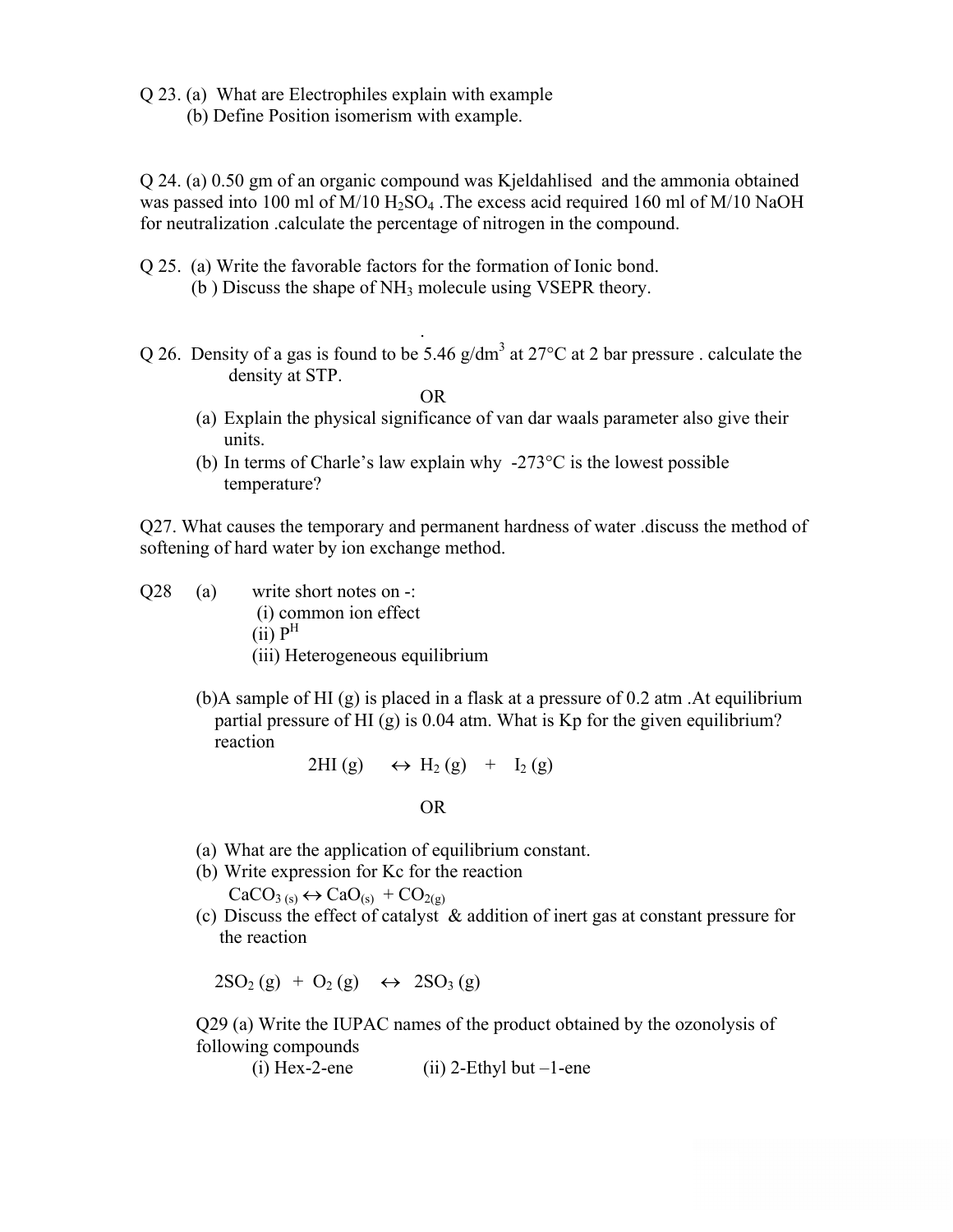Q 23. (a) What are Electrophiles explain with example

(b) Define Position isomerism with example.

Q 24. (a) 0.50 gm of an organic compound was Kjeldahlised and the ammonia obtained was passed into 100 ml of M/10 $H_2SO_4$. The excess acid required 160 ml of M/10 NaOH for neutralization .calculate the percentage of nitrogen in the compound.

Q 25. (a) Write the favorable factors for the formation of Ionic bond.

(b ) Discuss the shape of $NH_3$ molecule using VSEPR theory.

Q 26. Density of a gas is found to be 5.46 g/dm$^3$ at 27°C at 2 bar pressure . calculate the density at STP.

OR

(a) Explain the physical significance of van dar waals parameter also give their units.

(b) In terms of Charle's law explain why -273°C is the lowest possible temperature?

Q27. What causes the temporary and permanent hardness of water .discuss the method of softening of hard water by ion exchange method.

Q28 (a) write short notes on -:

(i) common ion effect

(ii) $P^H$

(iii) Heterogeneous equilibrium

(b)A sample of HI (g) is placed in a flask at a pressure of 0.2 atm .At equilibrium partial pressure of HI (g) is 0.04 atm. What is Kp for the given equilibrium? reaction

$$2HI(g) \leftrightarrow H_2(g) + I_2(g)$$

OR

(a) What are the application of equilibrium constant.

(b) Write expression for Kc for the reaction

$$CaCO_{3\,(s)} \leftrightarrow CaO_{(s)} + CO_{2(g)}$$

(c) Discuss the effect of catalyst & addition of inert gas at constant pressure for the reaction

$$2SO_2(g) + O_2(g) \leftrightarrow 2SO_3(g)$$

Q29 (a) Write the IUPAC names of the product obtained by the ozonolysis of following compounds

(i) Hex-2-ene (ii) 2-Ethyl but –1-ene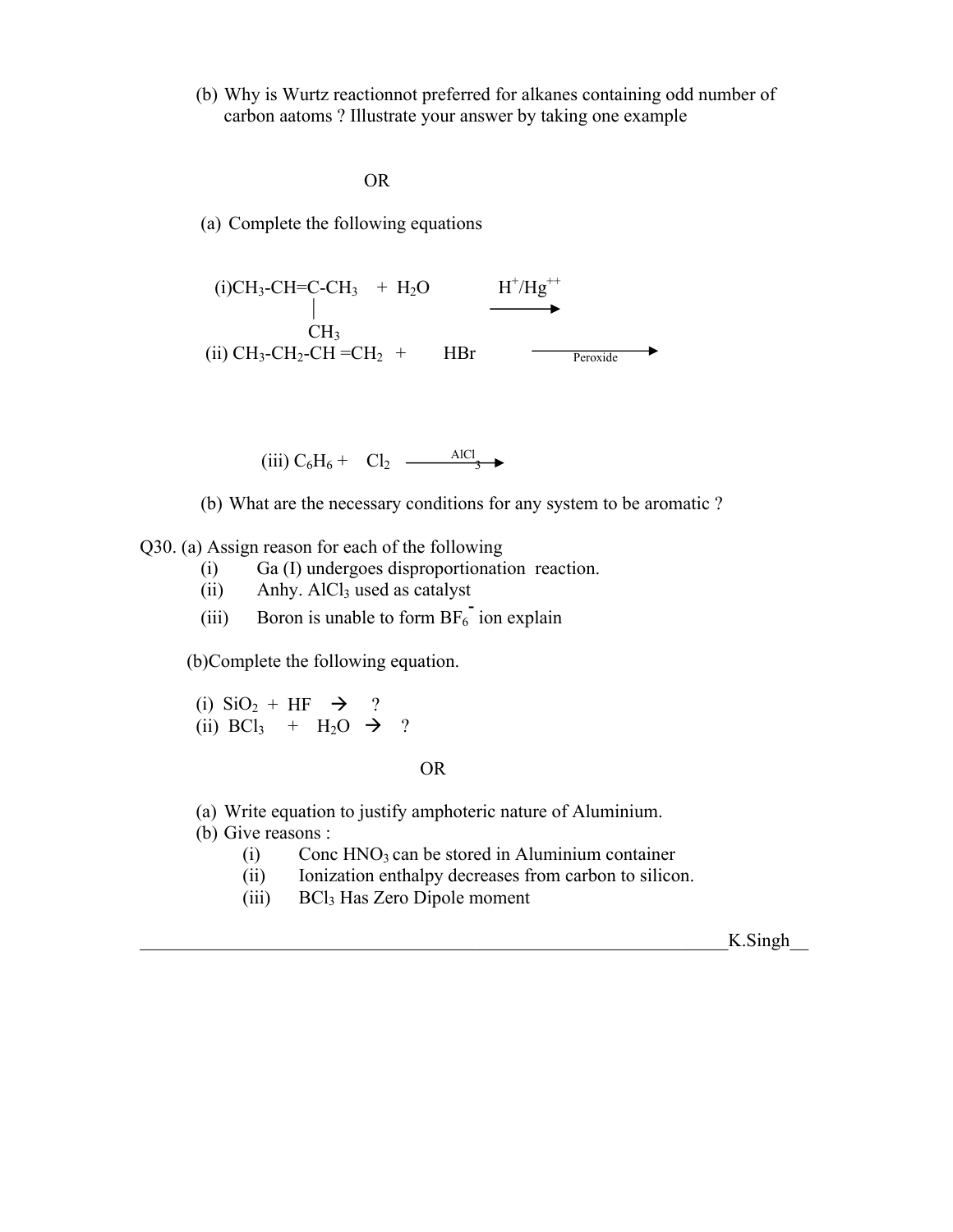(b) Why is Wurtz reactionnot preferred for alkanes containing odd number of carbon aatoms ? Illustrate your answer by taking one example

OR

(a) Complete the following equations

(i) $CH_3\text{-}CH\text{=}C(CH_3)\text{-}CH_3 + H_2O \xrightarrow{H^+/Hg^{++}}$

(ii) $CH_3\text{-}CH_2\text{-}CH\text{=}CH_2 + HBr \xrightarrow{\text{Peroxide}}$

(iii) $C_6H_6 + Cl_2 \xrightarrow{AlCl_3}$

(b) What are the necessary conditions for any system to be aromatic ?

Q30. (a) Assign reason for each of the following

(i) Ga (I) undergoes disproportionation reaction.

(ii) Anhy. $AlCl_3$ used as catalyst

(iii) Boron is unable to form $BF_6^-$ ion explain

(b) Complete the following equation.

(i) $SiO_2 + HF \rightarrow ?$

(ii) $BCl_3 + H_2O \rightarrow ?$

OR

(a) Write equation to justify amphoteric nature of Aluminium.

(b) Give reasons :

(i) Conc $HNO_3$ can be stored in Aluminium container

(ii) Ionization enthalpy decreases from carbon to silicon.

(iii) $BCl_3$ Has Zero Dipole moment

K.Singh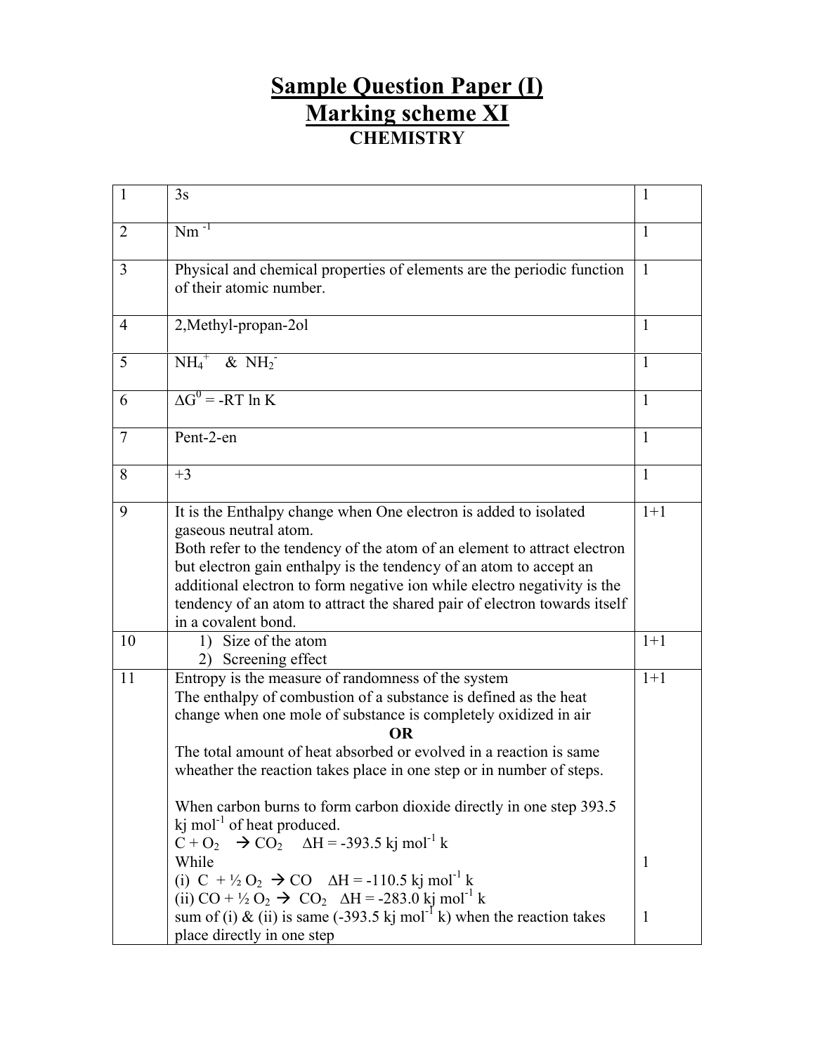# Sample Question Paper (I)
# Marking scheme XI
## CHEMISTRY

| | | |
|---|---|---|
| 1 | 3s | 1 |
| 2 | $Nm^{-1}$ | 1 |
| 3 | Physical and chemical properties of elements are the periodic function of their atomic number. | 1 |
| 4 | 2,Methyl-propan-2ol | 1 |
| 5 | $NH_4^+$ & $NH_2^-$ | 1 |
| 6 | $\Delta G^0 = -RT \ln K$ | 1 |
| 7 | Pent-2-en | 1 |
| 8 | +3 | 1 |
| 9 | It is the Enthalpy change when One electron is added to isolated gaseous neutral atom.<br>Both refer to the tendency of the atom of an element to attract electron but electron gain enthalpy is the tendency of an atom to accept an additional electron to form negative ion while electro negativity is the tendency of an atom to attract the shared pair of electron towards itself in a covalent bond. | 1+1 |
| 10 | 1) Size of the atom<br>2) Screening effect | 1+1 |
| 11 | Entropy is the measure of randomness of the system<br>The enthalpy of combustion of a substance is defined as the heat change when one mole of substance is completely oxidized in air<br>**OR**<br>The total amount of heat absorbed or evolved in a reaction is same wheather the reaction takes place in one step or in number of steps.<br><br>When carbon burns to form carbon dioxide directly in one step 393.5 kj $mol^{-1}$ of heat produced.<br>$C + O_2 \rightarrow CO_2 \quad \Delta H = -393.5$ kj $mol^{-1}$ k<br>While<br>(i) $C + \frac{1}{2} O_2 \rightarrow CO \quad \Delta H = -110.5$ kj $mol^{-1}$ k<br>(ii) $CO + \frac{1}{2} O_2 \rightarrow CO_2 \quad \Delta H = -283.0$ kj $mol^{-1}$ k<br>sum of (i) & (ii) is same (-393.5 kj $mol^{-1}$ k) when the reaction takes place directly in one step | 1+1<br><br><br><br><br><br><br><br><br>1<br><br><br>1 |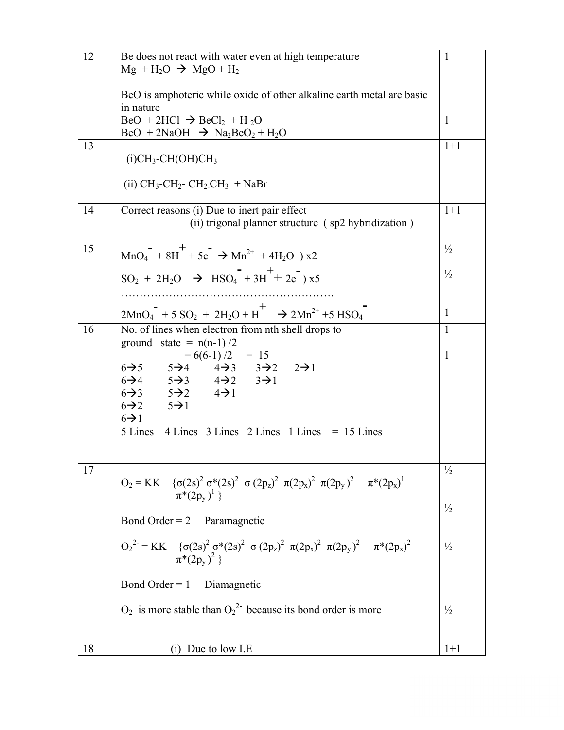| | | |
|---|---|---|
| 12 | Be does not react with water even at high temperature<br>$Mg + H_2O \rightarrow MgO + H_2$<br><br>BeO is amphoteric while oxide of other alkaline earth metal are basic in nature<br>$BeO + 2HCl \rightarrow BeCl_2 + H_2O$<br>$BeO + 2NaOH \rightarrow Na_2BeO_2 + H_2O$ | 1<br><br><br><br><br>1 |
| 13 | (i) $CH_3$-$CH(OH)CH_3$<br><br>(ii) $CH_3$-$CH_2$- $CH_2$-$CH_3$ + NaBr | 1+1 |
| 14 | Correct reasons (i) Due to inert pair effect<br>(ii) trigonal planner structure ( sp2 hybridization ) | 1+1 |
| 15 | $MnO_4^- + 8H^+ + 5e^- \rightarrow Mn^{2+} + 4H_2O$ ) x2<br><br>$SO_2 + 2H_2O \rightarrow HSO_4^- + 3H^+ + 2e^-$ ) x5<br>…………………………………………………….<br>$2MnO_4^- + 5 SO_2 + 2H_2O + H^+ \rightarrow 2Mn^{2+} + 5 HSO_4^-$ | ½<br><br>½<br><br><br>1 |
| 16 | No. of lines when electron from nth shell drops to ground state = n(n-1) /2<br>= 6(6-1) /2 = 15<br>6→5 5→4 4→3 3→2 2→1<br>6→4 5→3 4→2 3→1<br>6→3 5→2 4→1<br>6→2 5→1<br>6→1<br>5 Lines 4 Lines 3 Lines 2 Lines 1 Lines = 15 Lines | 1<br><br>1 |
| 17 | $O_2$ = KK $\{\sigma(2s)^2 \sigma^*(2s)^2 \sigma(2p_z)^2 \pi(2p_x)^2 \pi(2p_y)^2 \pi^*(2p_x)^1 \pi^*(2p_y)^1\}$<br><br>Bond Order = 2 Paramagnetic<br><br>$O_2^{2-}$ = KK $\{\sigma(2s)^2 \sigma^*(2s)^2 \sigma(2p_z)^2 \pi(2p_x)^2 \pi(2p_y)^2 \pi^*(2p_x)^2 \pi^*(2p_y)^2\}$<br><br>Bond Order = 1 Diamagnetic<br><br>$O_2$ is more stable than $O_2^{2-}$ because its bond order is more | ½<br><br>½<br><br>½<br><br><br>½ |
| 18 | (i) Due to low I.E | 1+1 |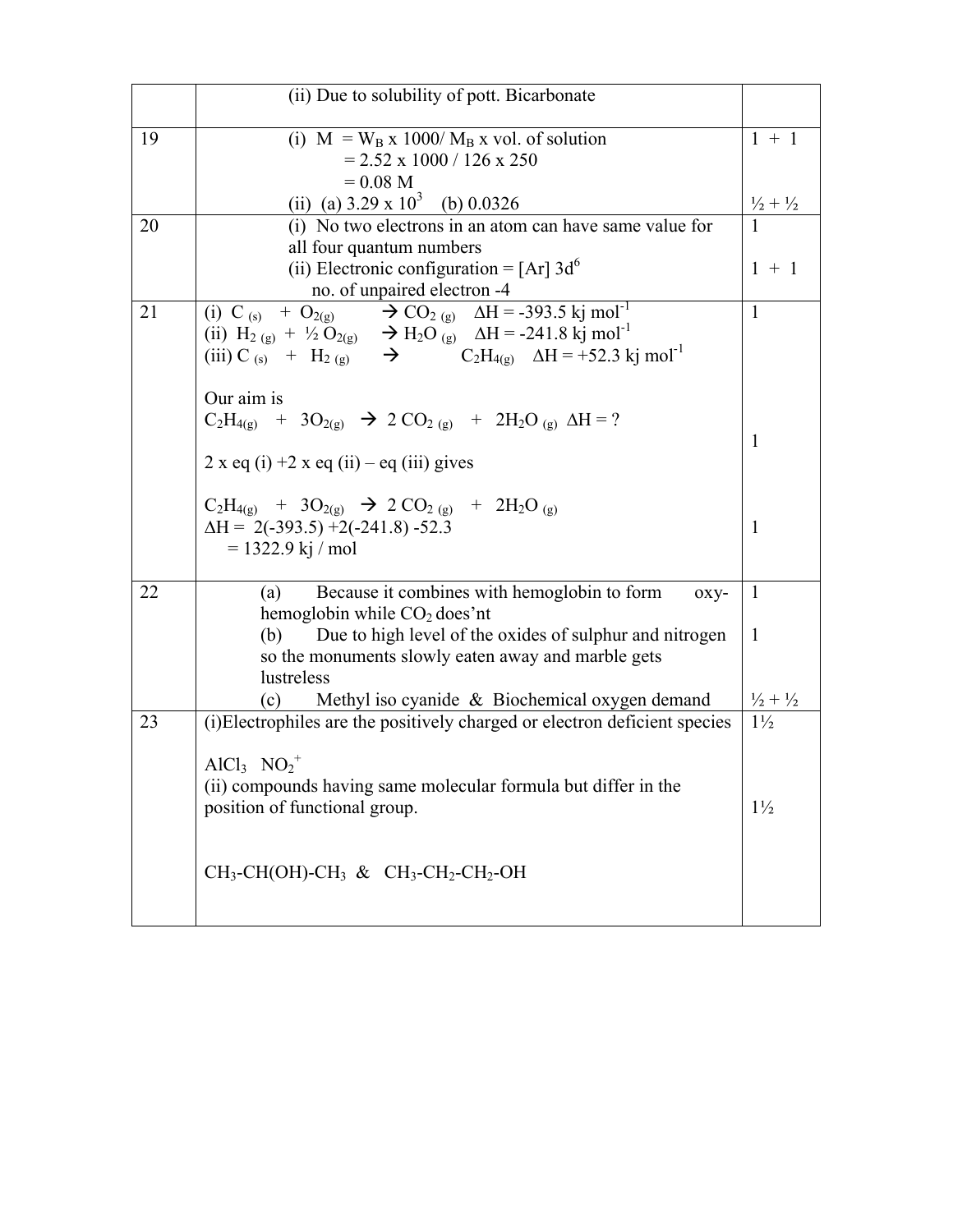| | | |
|---|---|---|
| | (ii) Due to solubility of pott. Bicarbonate | |
| 19 | (i) M $= W_B \times 1000 / M_B \times$ vol. of solution<br>$= 2.52 \times 1000 / 126 \times 250$<br>$= 0.08$ M<br>(ii) (a) $3.29 \times 10^3$ (b) 0.0326 | 1 + 1<br><br><br>½ + ½ |
| 20 | (i) No two electrons in an atom can have same value for all four quantum numbers<br>(ii) Electronic configuration = $[Ar]\ 3d^6$<br>no. of unpaired electron -4 | 1<br><br>1 + 1 |
| 21 | (i) $C_{(s)} + O_{2(g)} \rightarrow CO_{2\,(g)}$ $\Delta H = -393.5$ kj mol$^{-1}$<br>(ii) $H_{2\,(g)} + \frac{1}{2} O_{2(g)} \rightarrow H_2O_{(g)}$ $\Delta H = -241.8$ kj mol$^{-1}$<br>(iii) $C_{(s)} + H_{2\,(g)} \rightarrow C_2H_{4(g)}$ $\Delta H = +52.3$ kj mol$^{-1}$<br><br>Our aim is<br>$C_2H_{4(g)} + 3O_{2(g)} \rightarrow 2\,CO_{2\,(g)} + 2H_2O_{(g)}$ $\Delta H = ?$<br><br>2 x eq (i) +2 x eq (ii) – eq (iii) gives<br><br>$C_2H_{4(g)} + 3O_{2(g)} \rightarrow 2\,CO_{2\,(g)} + 2H_2O_{(g)}$<br>$\Delta H = 2(-393.5) + 2(-241.8) - 52.3$<br>$= 1322.9$ kj / mol | 1<br><br><br><br><br><br>1<br><br><br><br>1 |
| 22 | (a) Because it combines with hemoglobin to form oxy-hemoglobin while $CO_2$ does'nt<br>(b) Due to high level of the oxides of sulphur and nitrogen so the monuments slowly eaten away and marble gets lustreless<br>(c) Methyl iso cyanide & Biochemical oxygen demand | 1<br><br>1<br><br><br>½ + ½ |
| 23 | (i)Electrophiles are the positively charged or electron deficient species<br><br>$AlCl_3$ $NO_2^+$<br>(ii) compounds having same molecular formula but differ in the position of functional group.<br><br>$CH_3$-$CH(OH)$-$CH_3$ & $CH_3$-$CH_2$-$CH_2$-$OH$ | 1½<br><br><br><br>1½ |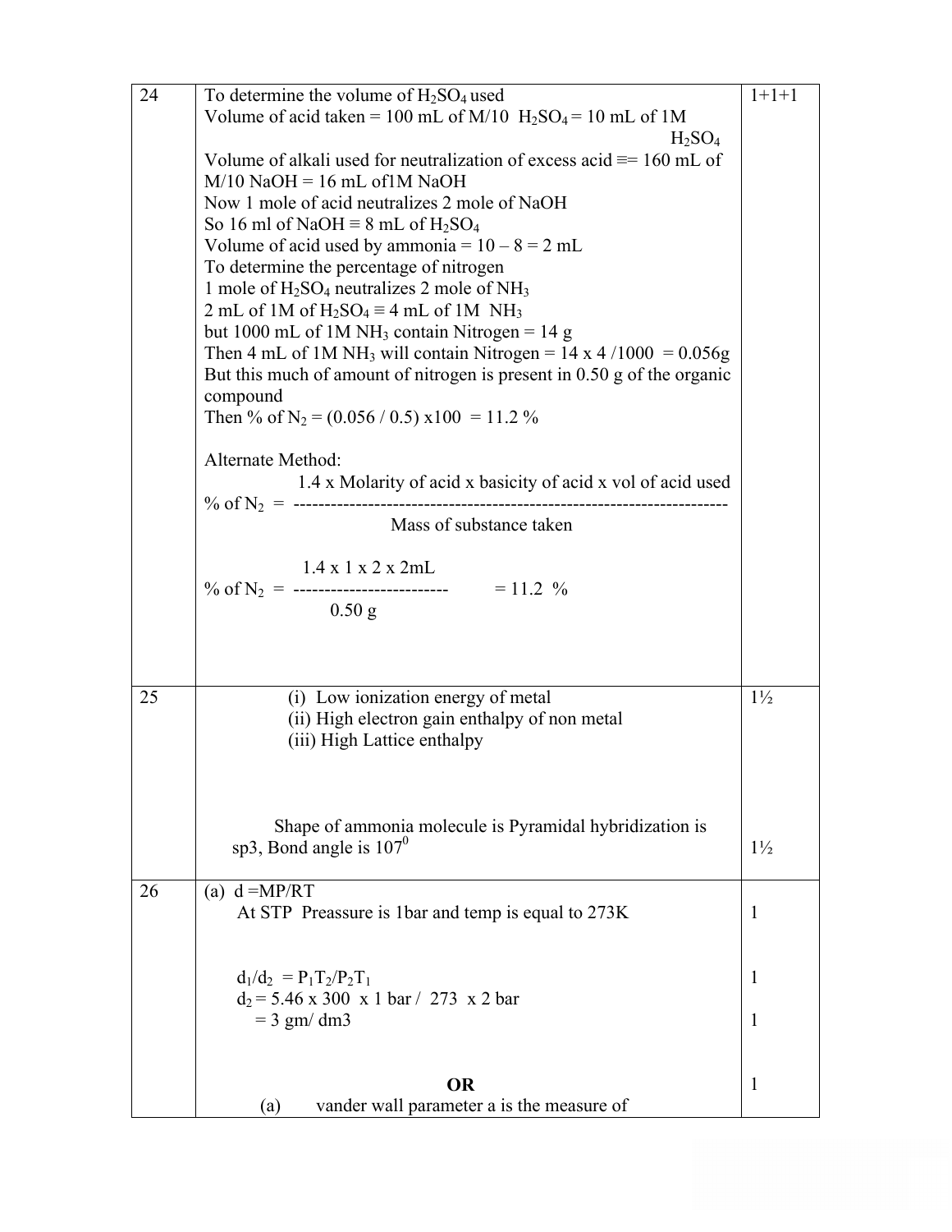| 24 | To determine the volume of $H_2SO_4$ used<br>Volume of acid taken = 100 mL of M/10 $H_2SO_4$ = 10 mL of 1M $H_2SO_4$<br>Volume of alkali used for neutralization of excess acid ≡= 160 mL of M/10 NaOH = 16 mL of1M NaOH<br>Now 1 mole of acid neutralizes 2 mole of NaOH<br>So 16 ml of NaOH ≡ 8 mL of $H_2SO_4$<br>Volume of acid used by ammonia = 10 – 8 = 2 mL<br>To determine the percentage of nitrogen<br>1 mole of $H_2SO_4$ neutralizes 2 mole of $NH_3$<br>2 mL of 1M of $H_2SO_4$ ≡ 4 mL of 1M $NH_3$<br>but 1000 mL of 1M $NH_3$ contain Nitrogen = 14 g<br>Then 4 mL of 1M $NH_3$ will contain Nitrogen = 14 x 4 /1000 = 0.056g<br>But this much of amount of nitrogen is present in 0.50 g of the organic compound<br>Then % of $N_2$ = (0.056 / 0.5) x100 = 11.2 %<br><br>Alternate Method:<br>$$\% \text{ of } N_2 = \frac{1.4 \times \text{Molarity of acid} \times \text{basicity of acid} \times \text{vol of acid used}}{\text{Mass of substance taken}}$$<br>$$\% \text{ of } N_2 = \frac{1.4 \times 1 \times 2 \times 2\text{mL}}{0.50 \text{ g}} = 11.2 \%$$ | 1+1+1 |
|---|---|---|
| 25 | (i) Low ionization energy of metal<br>(ii) High electron gain enthalpy of non metal<br>(iii) High Lattice enthalpy<br><br>Shape of ammonia molecule is Pyramidal hybridization is sp3, Bond angle is $107^0$ | 1½<br><br><br><br>1½ |
| 26 | (a) d =MP/RT<br>At STP Preassure is 1bar and temp is equal to 273K<br><br>$d_1/d_2 = P_1T_2/P_2T_1$<br>$d_2$ = 5.46 x 300 x 1 bar / 273 x 2 bar<br>= 3 gm/ dm3<br><br>**OR**<br>(a) vander wall parameter a is the measure of | <br>1<br><br>1<br><br>1<br><br>1 |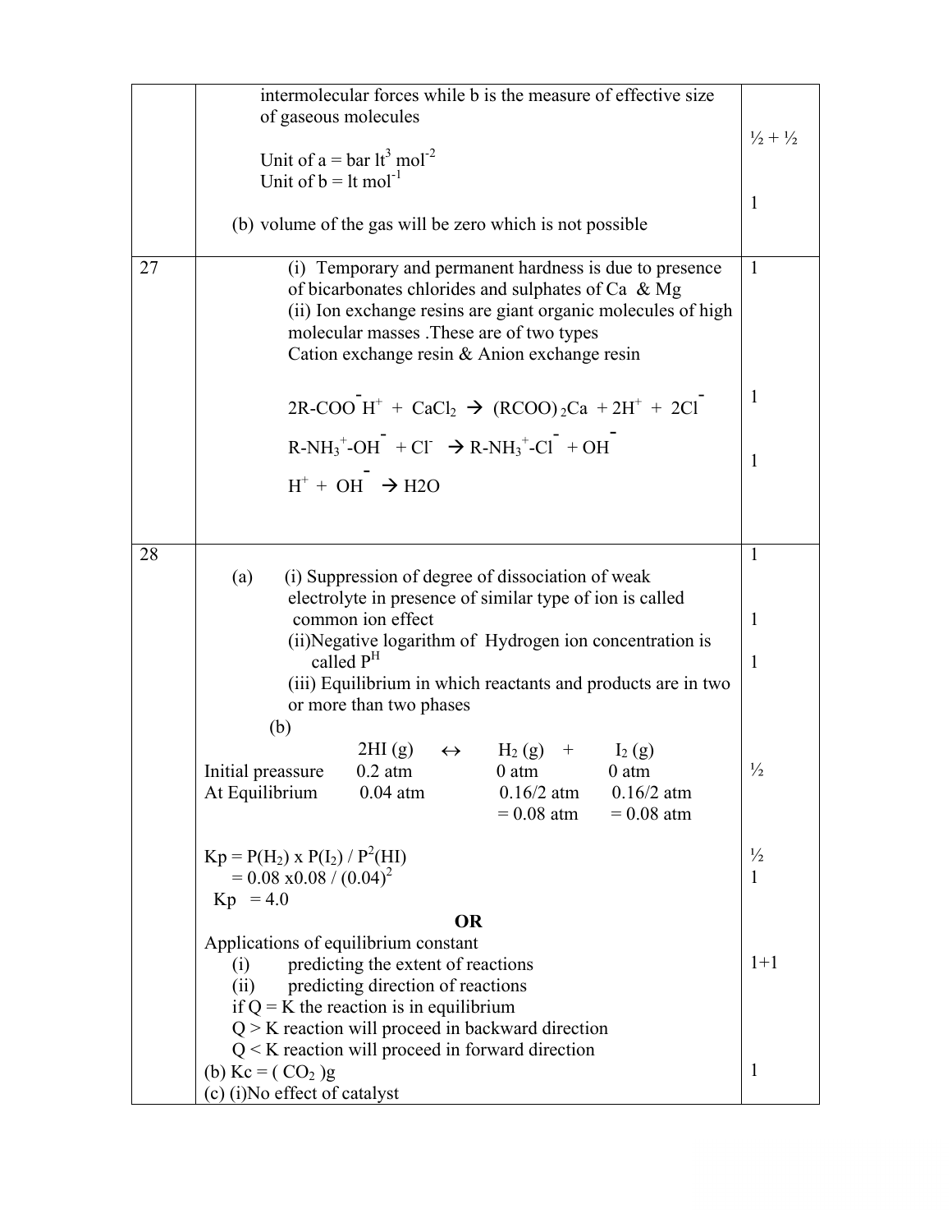| | | |
|---|---|---|
| | intermolecular forces while b is the measure of effective size of gaseous molecules<br><br>Unit of a = bar $lt^3$ $mol^{-2}$<br>Unit of b = lt $mol^{-1}$<br><br>(b) volume of the gas will be zero which is not possible | ½ + ½<br><br>1 |
| 27 | (i) Temporary and permanent hardness is due to presence of bicarbonates chlorides and sulphates of Ca & Mg<br>(ii) Ion exchange resins are giant organic molecules of high molecular masses .These are of two types<br>Cation exchange resin & Anion exchange resin<br><br>$2R\text{-}COO^-H^+ + CaCl_2 \rightarrow (RCOO)_2Ca + 2H^+ + 2Cl^-$<br><br>$R\text{-}NH_3^+\text{-}OH^- + Cl^- \rightarrow R\text{-}NH_3^+\text{-}Cl^- + OH^-$<br><br>$H^+ + OH^- \rightarrow H2O$ | 1<br><br>1<br><br>1 |
| 28 | (a) (i) Suppression of degree of dissociation of weak electrolyte in presence of similar type of ion is called common ion effect<br>(ii)Negative logarithm of Hydrogen ion concentration is called $P^H$<br>(iii) Equilibrium in which reactants and products are in two or more than two phases<br>(b)<br>$2HI(g) \leftrightarrow H_2(g) + I_2(g)$<br>Initial preassure: 0.2 atm, 0 atm, 0 atm<br>At Equilibrium: 0.04 atm, 0.16/2 atm = 0.08 atm, 0.16/2 atm = 0.08 atm<br><br>$K_p = P(H_2) \times P(I_2) / P^2(HI)$<br>$= 0.08 \times 0.08 / (0.04)^2$<br>$K_p = 4.0$<br><br>**OR**<br><br>Applications of equilibrium constant<br>(i) predicting the extent of reactions<br>(ii) predicting direction of reactions<br>if Q = K the reaction is in equilibrium<br>Q > K reaction will proceed in backward direction<br>Q < K reaction will proceed in forward direction<br>(b) $K_c = (CO_2)g$<br>(c) (i)No effect of catalyst | 1<br><br>1<br><br>1<br><br>½<br><br>½<br>1<br><br>1+1<br><br>1 |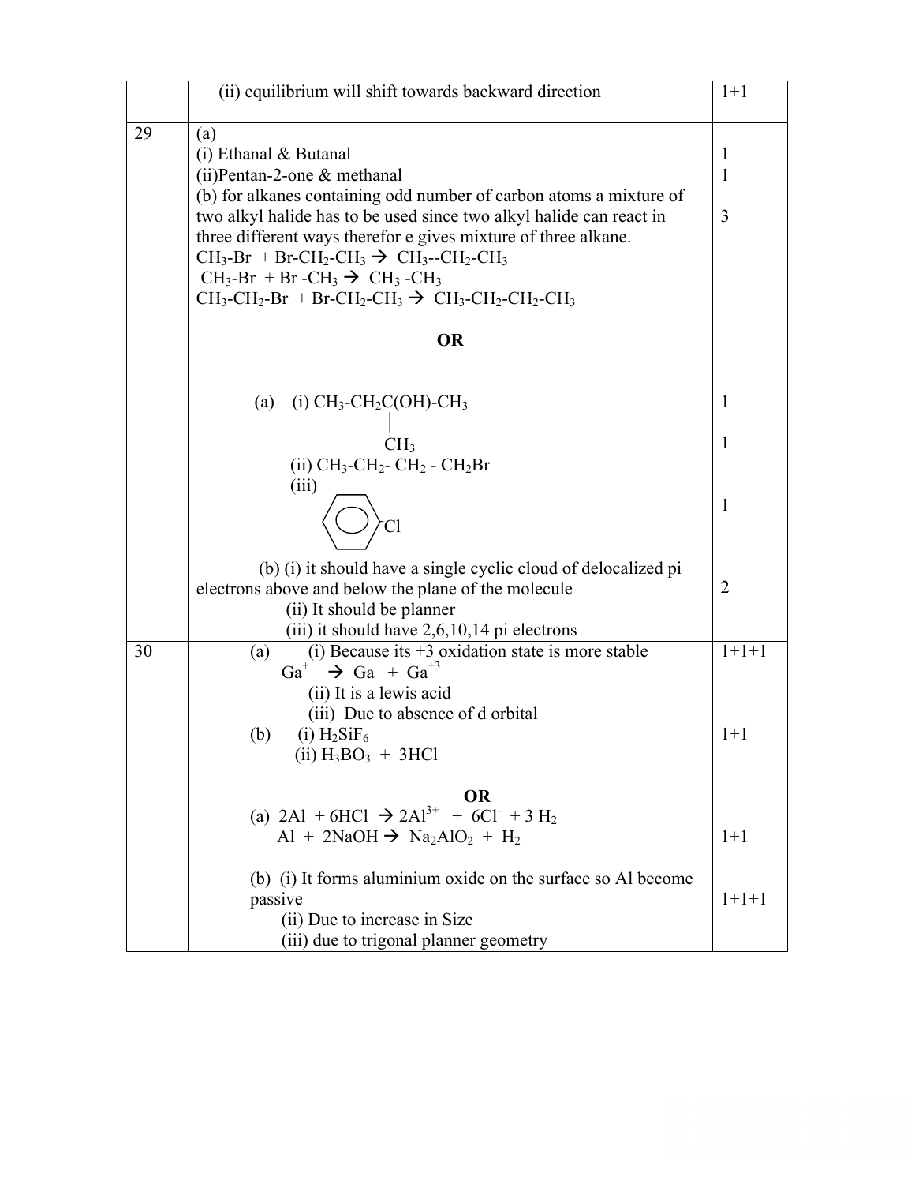| | | |
|---|---|---|
| | (ii) equilibrium will shift towards backward direction | 1+1 |
| 29 | (a)<br>(i) Ethanal & Butanal<br>(ii)Pentan-2-one & methanal<br>(b) for alkanes containing odd number of carbon atoms a mixture of two alkyl halide has to be used since two alkyl halide can react in three different ways therefor e gives mixture of three alkane.<br>$CH_3$-Br + Br-$CH_2$-$CH_3$ → $CH_3$--$CH_2$-$CH_3$<br>$CH_3$-Br + Br -$CH_3$ → $CH_3$ -$CH_3$<br>$CH_3$-$CH_2$-Br + Br-$CH_2$-$CH_3$ → $CH_3$-$CH_2$-$CH_2$-$CH_3$<br><br>**OR**<br><br>(a) (i) $CH_3$-$CH_2$C(OH)-$CH_3$ (with $CH_3$ attached to C)<br>(ii) $CH_3$-$CH_2$- $CH_2$ - $CH_2$Br<br>(iii) (benzene ring)-Cl<br><br>(b) (i) it should have a single cyclic cloud of delocalized pi electrons above and below the plane of the molecule<br>(ii) It should be planner<br>(iii) it should have 2,6,10,14 pi electrons | 1<br>1<br><br>3<br><br><br><br><br><br>1<br>1<br><br>1<br><br>2 |
| 30 | (a) (i) Because its +3 oxidation state is more stable<br>$Ga^{+}$ → Ga + $Ga^{+3}$<br>(ii) It is a lewis acid<br>(iii) Due to absence of d orbital<br>(b) (i) $H_2SiF_6$<br>(ii) $H_3BO_3$ + 3HCl<br><br>**OR**<br>(a) 2Al + 6HCl → $2Al^{3+}$ + $6Cl^{-}$ + 3 $H_2$<br>Al + 2NaOH → $Na_2AlO_2$ + $H_2$<br><br>(b) (i) It forms aluminium oxide on the surface so Al become passive<br>(ii) Due to increase in Size<br>(iii) due to trigonal planner geometry | 1+1+1<br><br><br><br>1+1<br><br><br><br><br>1+1<br><br><br>1+1+1 |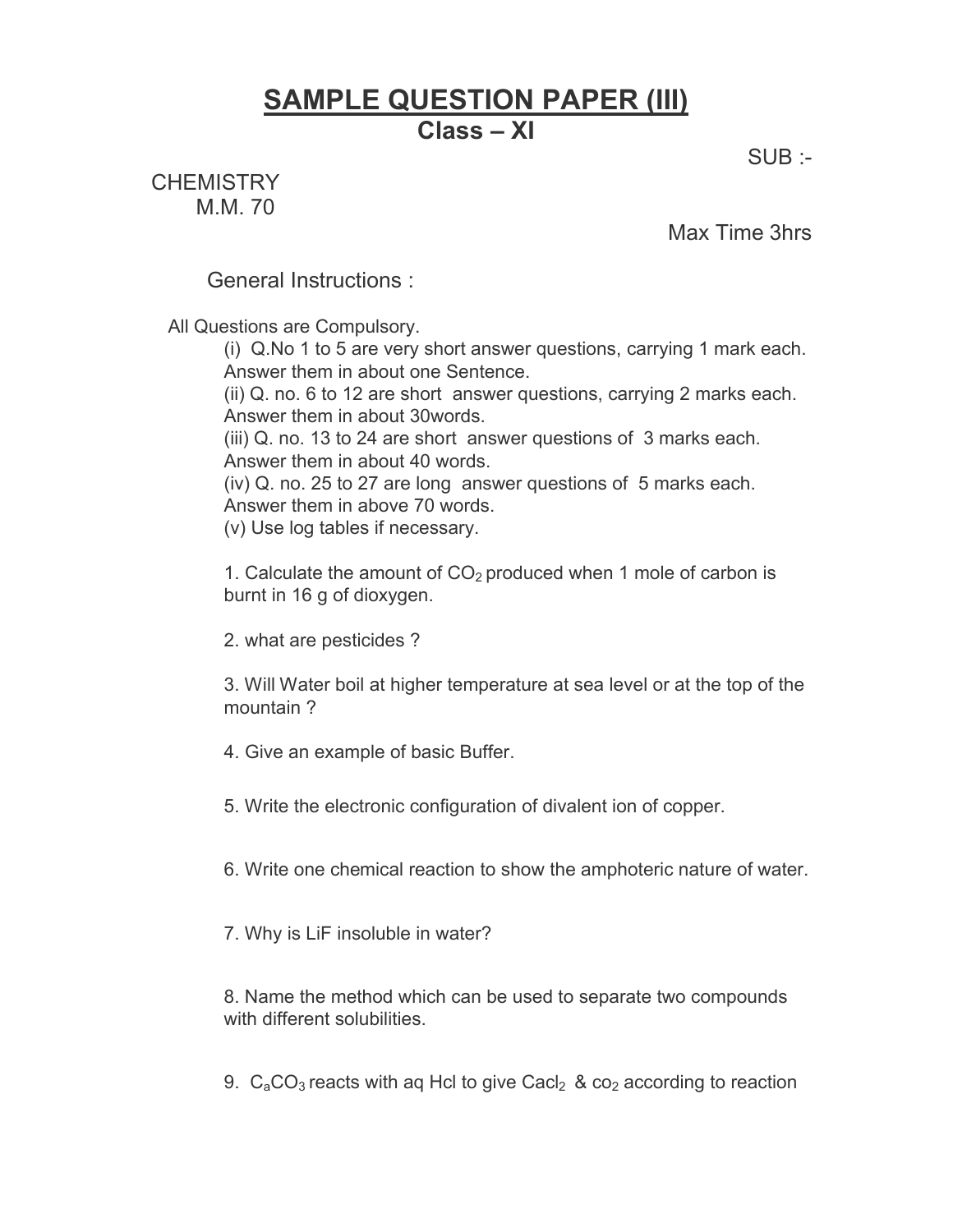# SAMPLE QUESTION PAPER (III)

## Class – XI

SUB :- CHEMISTRY

M.M. 70

Max Time 3hrs

General Instructions :

All Questions are Compulsory.

(i) Q.No 1 to 5 are very short answer questions, carrying 1 mark each. Answer them in about one Sentence.

(ii) Q. no. 6 to 12 are short answer questions, carrying 2 marks each. Answer them in about 30words.

(iii) Q. no. 13 to 24 are short answer questions of 3 marks each. Answer them in about 40 words.

(iv) Q. no. 25 to 27 are long answer questions of 5 marks each. Answer them in above 70 words.

(v) Use log tables if necessary.

1. Calculate the amount of $CO_2$ produced when 1 mole of carbon is burnt in 16 g of dioxygen.

2. what are pesticides ?

3. Will Water boil at higher temperature at sea level or at the top of the mountain ?

4. Give an example of basic Buffer.

5. Write the electronic configuration of divalent ion of copper.

6. Write one chemical reaction to show the amphoteric nature of water.

7. Why is LiF insoluble in water?

8. Name the method which can be used to separate two compounds with different solubilities.

9. $C_aCO_3$ reacts with aq Hcl to give $Cacl_2$ & $co_2$ according to reaction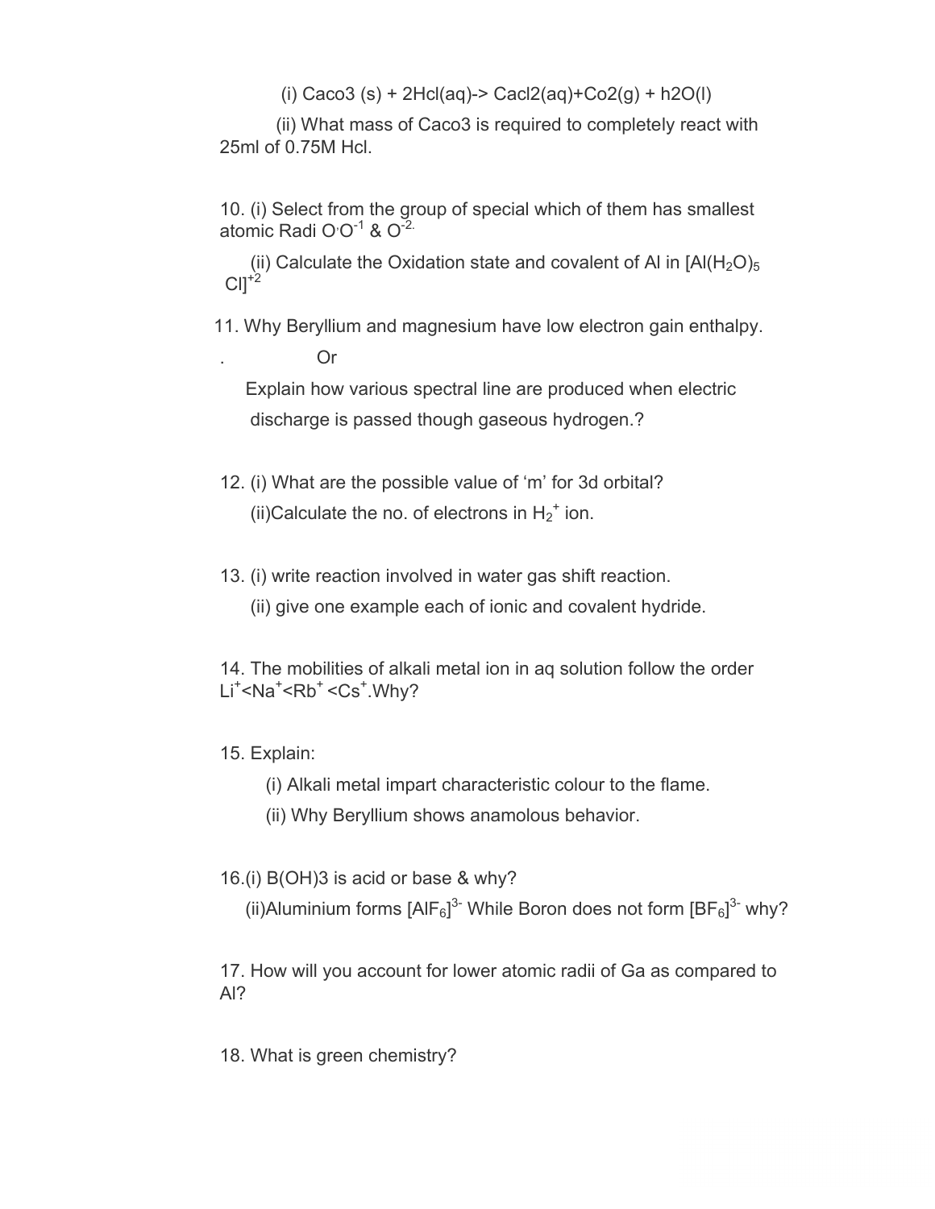(i) Caco3 (s) + 2Hcl(aq)-> Cacl2(aq)+Co2(g) + h2O(l)

(ii) What mass of Caco3 is required to completely react with 25ml of 0.75M Hcl.

10. (i) Select from the group of special which of them has smallest atomic Radi O,$O^{-1}$ & $O^{-2.}$

(ii) Calculate the Oxidation state and covalent of Al in $[Al(H_2O)_5 Cl]^{+2}$

11. Why Beryllium and magnesium have low electron gain enthalpy.

. Or

Explain how various spectral line are produced when electric discharge is passed though gaseous hydrogen.?

12. (i) What are the possible value of 'm' for 3d orbital?

(ii)Calculate the no. of electrons in $H_2^+$ ion.

13. (i) write reaction involved in water gas shift reaction.

(ii) give one example each of ionic and covalent hydride.

14. The mobilities of alkali metal ion in aq solution follow the order $Li^+$<$Na^+$<$Rb^+$ <$Cs^+$.Why?

15. Explain:

(i) Alkali metal impart characteristic colour to the flame.

(ii) Why Beryllium shows anamolous behavior.

16.(i) B(OH)3 is acid or base & why?

(ii)Aluminium forms $[AlF_6]^{3-}$ While Boron does not form $[BF_6]^{3-}$ why?

17. How will you account for lower atomic radii of Ga as compared to Al?

18. What is green chemistry?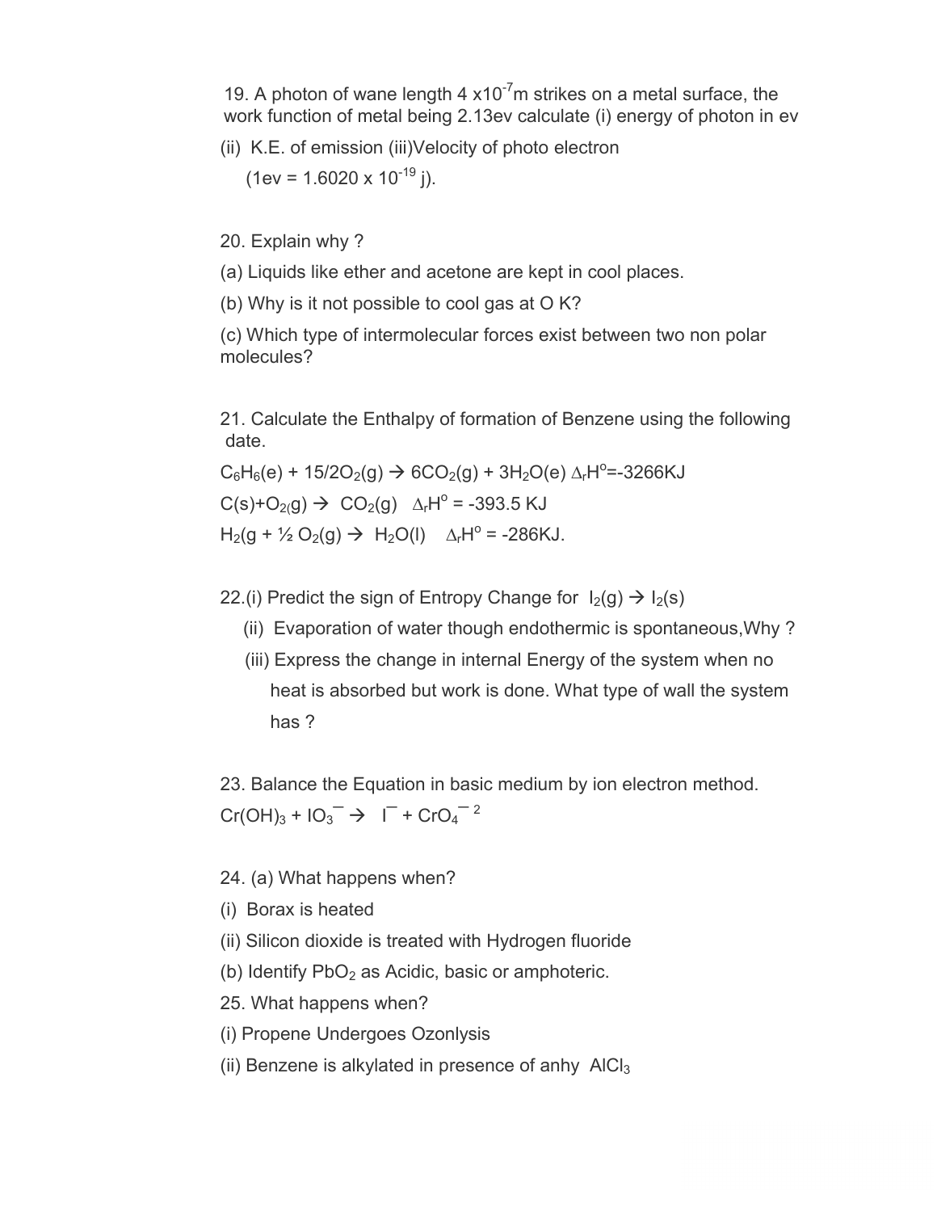19. A photon of wane length $4 \times 10^{-7}$m strikes on a metal surface, the work function of metal being 2.13ev calculate (i) energy of photon in ev

(ii) K.E. of emission (iii)Velocity of photo electron

(1ev = $1.6020 \times 10^{-19}$ j).

20. Explain why ?

(a) Liquids like ether and acetone are kept in cool places.

(b) Why is it not possible to cool gas at O K?

(c) Which type of intermolecular forces exist between two non polar molecules?

21. Calculate the Enthalpy of formation of Benzene using the following date.

$C_6H_6(e) + 15/2O_2(g) \rightarrow 6CO_2(g) + 3H_2O(e)$ $\Delta_rH^o$=-3266KJ

$C(s)+O_{2(}g) \rightarrow CO_2(g)$ $\Delta_rH^o$ = -393.5 KJ

$H_2(g + ½ O_2(g) \rightarrow H_2O(l)$ $\Delta_rH^o$ = -286KJ.

22.(i) Predict the sign of Entropy Change for $I_2(g) \rightarrow I_2(s)$

(ii) Evaporation of water though endothermic is spontaneous,Why ?

(iii) Express the change in internal Energy of the system when no heat is absorbed but work is done. What type of wall the system has ?

23. Balance the Equation in basic medium by ion electron method.

$Cr(OH)_3 + IO_3^- \rightarrow I^- + CrO_4^{-2}$

24. (a) What happens when?

(i) Borax is heated

(ii) Silicon dioxide is treated with Hydrogen fluoride

(b) Identify $PbO_2$ as Acidic, basic or amphoteric.

25. What happens when?

(i) Propene Undergoes Ozonlysis

(ii) Benzene is alkylated in presence of anhy $AlCl_3$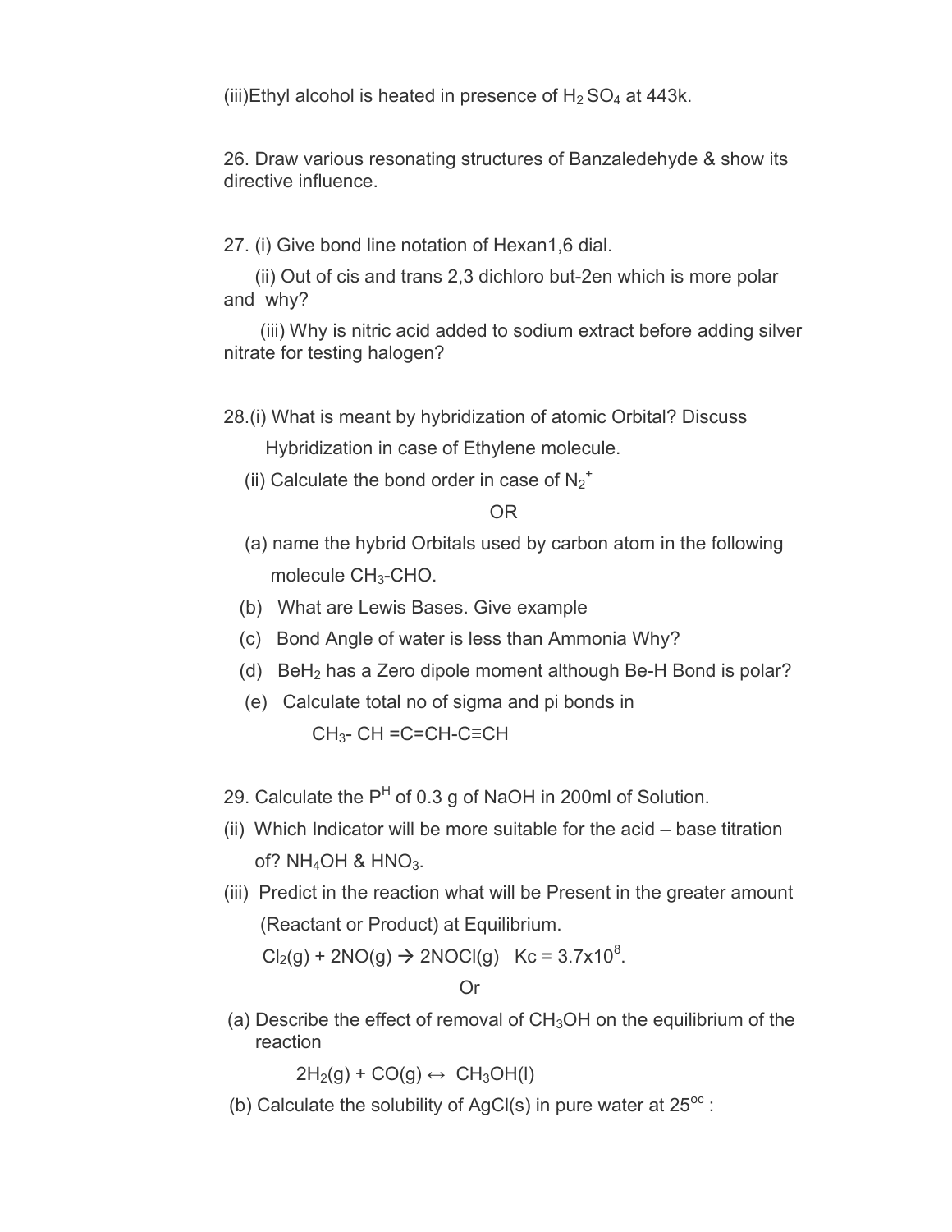(iii)Ethyl alcohol is heated in presence of $H_2SO_4$ at 443k.

26. Draw various resonating structures of Banzaledehyde & show its directive influence.

27. (i) Give bond line notation of Hexan1,6 dial.

(ii) Out of cis and trans 2,3 dichloro but-2en which is more polar and why?

(iii) Why is nitric acid added to sodium extract before adding silver nitrate for testing halogen?

28.(i) What is meant by hybridization of atomic Orbital? Discuss Hybridization in case of Ethylene molecule.

(ii) Calculate the bond order in case of $N_2^+$

OR

(a) name the hybrid Orbitals used by carbon atom in the following molecule $CH_3$-CHO.

(b) What are Lewis Bases. Give example

(c) Bond Angle of water is less than Ammonia Why?

(d) $BeH_2$ has a Zero dipole moment although Be-H Bond is polar?

(e) Calculate total no of sigma and pi bonds in

$CH_3$- CH =C=CH-C≡CH

29. Calculate the $P^H$ of 0.3 g of NaOH in 200ml of Solution.

(ii) Which Indicator will be more suitable for the acid – base titration of? $NH_4OH$ & $HNO_3$.

(iii) Predict in the reaction what will be Present in the greater amount (Reactant or Product) at Equilibrium.

$Cl_2(g) + 2NO(g) \rightarrow 2NOCl(g)$ Kc = $3.7 \times 10^8$.

Or

(a) Describe the effect of removal of $CH_3OH$ on the equilibrium of the reaction

$2H_2(g) + CO(g) \leftrightarrow CH_3OH(l)$

(b) Calculate the solubility of AgCl(s) in pure water at $25^{oc}$ :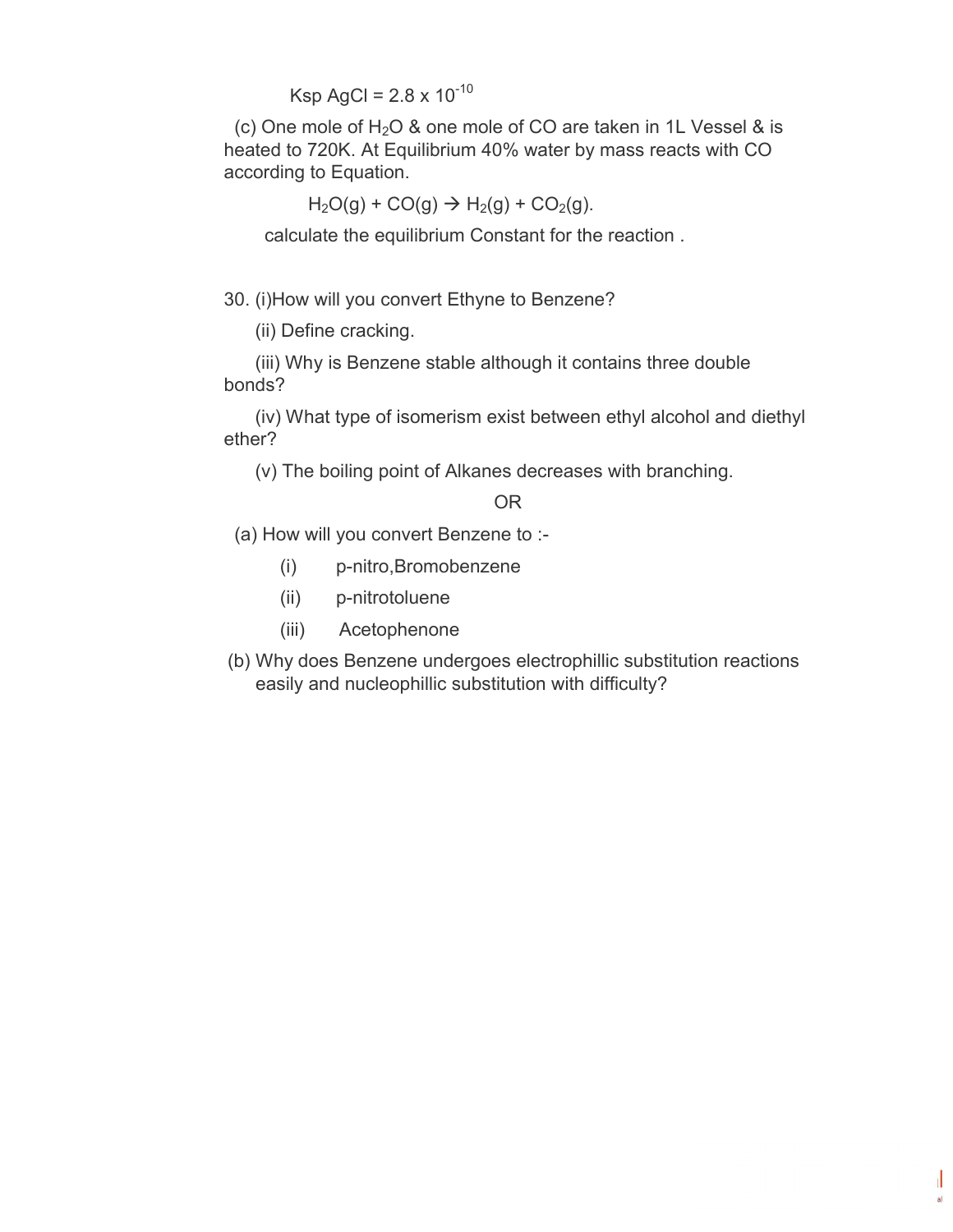Ksp AgCl = $2.8 \times 10^{-10}$

(c) One mole of $H_2O$ & one mole of CO are taken in 1L Vessel & is heated to 720K. At Equilibrium 40% water by mass reacts with CO according to Equation.

$$H_2O(g) + CO(g) \rightarrow H_2(g) + CO_2(g).$$

calculate the equilibrium Constant for the reaction .

30. (i)How will you convert Ethyne to Benzene?

(ii) Define cracking.

(iii) Why is Benzene stable although it contains three double bonds?

(iv) What type of isomerism exist between ethyl alcohol and diethyl ether?

(v) The boiling point of Alkanes decreases with branching.

OR

(a) How will you convert Benzene to :-

(i) p-nitro,Bromobenzene

(ii) p-nitrotoluene

(iii) Acetophenone

(b) Why does Benzene undergoes electrophillic substitution reactions easily and nucleophillic substitution with difficulty?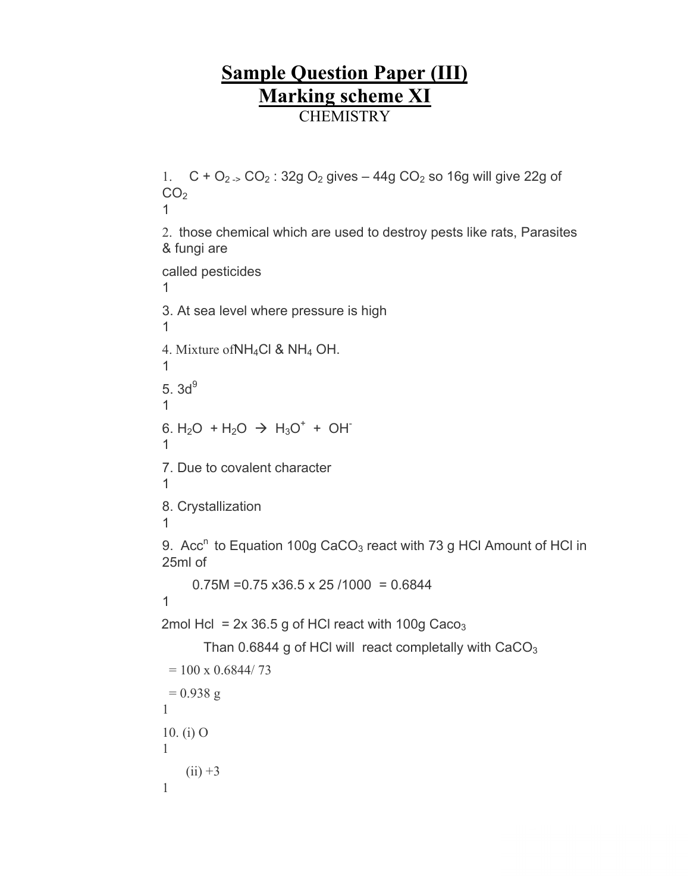# Sample Question Paper (III)
## Marking scheme XI
### CHEMISTRY

1. $C + O_2 \rightarrow CO_2$ : 32g $O_2$ gives – 44g $CO_2$ so 16g will give 22g of $CO_2$

1

2. those chemical which are used to destroy pests like rats, Parasites & fungi are

called pesticides

1

3. At sea level where pressure is high

1

4. Mixture of $NH_4Cl$ & $NH_4OH$.

1

5. $3d^9$

1

6. $H_2O + H_2O \rightarrow H_3O^+ + OH^-$

1

7. Due to covalent character

1

8. Crystallization

1

9. Acc$^n$ to Equation 100g $CaCO_3$ react with 73 g HCl Amount of HCl in 25ml of

0.75M =0.75 x36.5 x 25 /1000 = 0.6844

1

2mol Hcl = 2x 36.5 g of HCl react with 100g $CaCO_3$

Than 0.6844 g of HCl will react completally with $CaCO_3$

= 100 x 0.6844/ 73

= 0.938 g

1

10. (i) O

1

(ii) +3

1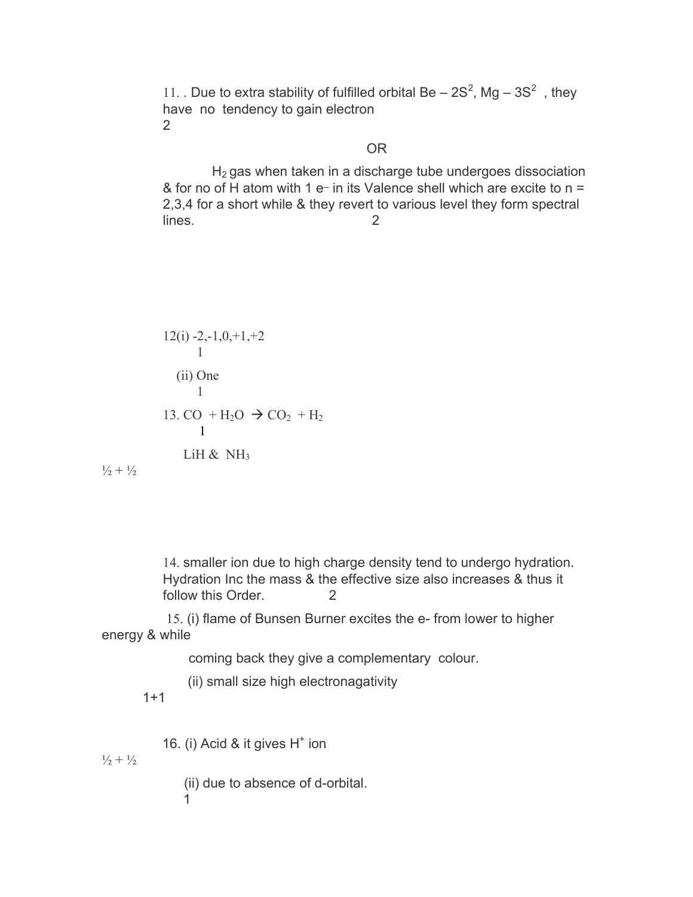11. . Due to extra stability of fulfilled orbital Be – $2S^2$, Mg – $3S^2$ , they have no tendency to gain electron
2

OR

$H_2$ gas when taken in a discharge tube undergoes dissociation & for no of H atom with 1 $e^-$ in its Valence shell which are excite to n = 2,3,4 for a short while & they revert to various level they form spectral lines. 2

12(i) -2,-1,0,+1,+2
1

(ii) One
1

13. $CO + H_2O \rightarrow CO_2 + H_2$
1

LiH & $NH_3$
½ + ½

14. smaller ion due to high charge density tend to undergo hydration. Hydration Inc the mass & the effective size also increases & thus it follow this Order. 2

15. (i) flame of Bunsen Burner excites the e- from lower to higher energy & while

coming back they give a complementary colour.

(ii) small size high electronagativity
1+1

16. (i) Acid & it gives $H^+$ ion
½ + ½

(ii) due to absence of d-orbital.
1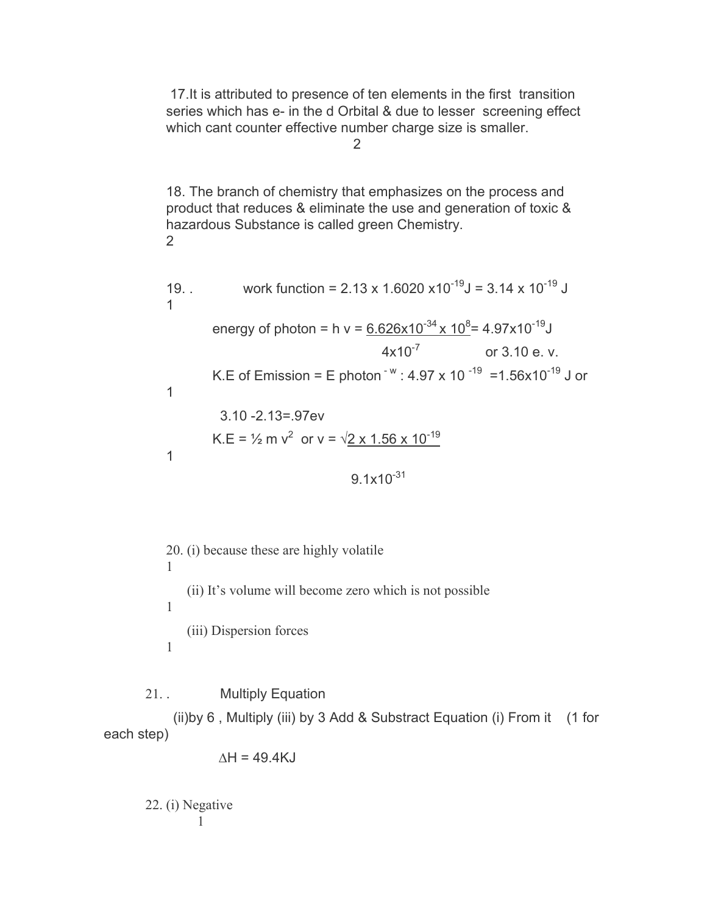17.It is attributed to presence of ten elements in the first transition series which has e- in the d Orbital & due to lesser screening effect which cant counter effective number charge size is smaller.

2

18. The branch of chemistry that emphasizes on the process and product that reduces & eliminate the use and generation of toxic & hazardous Substance is called green Chemistry.

2

19. . work function = $2.13 \times 1.6020 \times 10^{-19} J = 3.14 \times 10^{-19}$ J

1

energy of photon = h v = $\frac{6.626 \times 10^{-34} \times 10^{8}}{4 \times 10^{-7}} = 4.97 \times 10^{-19}$J or 3.10 e. v.

K.E of Emission = E photon $^{-w}$ : $4.97 \times 10^{-19}$ $= 1.56 \times 10^{-19}$ J or

1

3.10 -2.13=.97ev

K.E = ½ m $v^2$ or $v = \sqrt{\frac{2 \times 1.56 \times 10^{-19}}{9.1 \times 10^{-31}}}$

1

20. (i) because these are highly volatile

1

(ii) It's volume will become zero which is not possible

1

(iii) Dispersion forces

1

21. . Multiply Equation (ii)by 6 , Multiply (iii) by 3 Add & Substract Equation (i) From it (1 for each step)

$\Delta$H = 49.4KJ

22. (i) Negative

1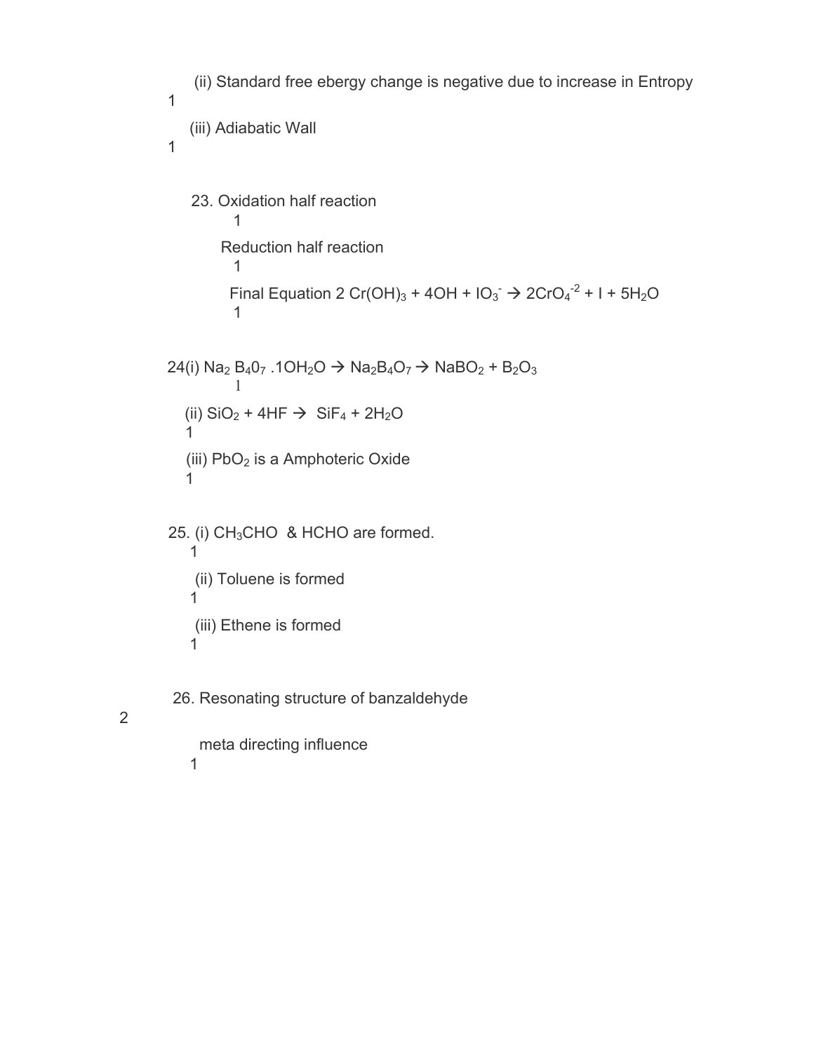(ii) Standard free ebergy change is negative due to increase in Entropy
1

(iii) Adiabatic Wall
1

23. Oxidation half reaction
1

Reduction half reaction
1

Final Equation $2\ Cr(OH)_3 + 4OH + IO_3^- \rightarrow 2CrO_4^{-2} + I + 5H_2O$
1

24(i) $Na_2\ B_40_7\ .1OH_2O \rightarrow Na_2B_4O_7 \rightarrow NaBO_2 + B_2O_3$
1

(ii) $SiO_2 + 4HF \rightarrow SiF_4 + 2H_2O$
1

(iii) $PbO_2$ is a Amphoteric Oxide
1

25. (i) $CH_3CHO$ & HCHO are formed.
1

(ii) Toluene is formed
1

(iii) Ethene is formed
1

26. Resonating structure of banzaldehyde
2

meta directing influence
1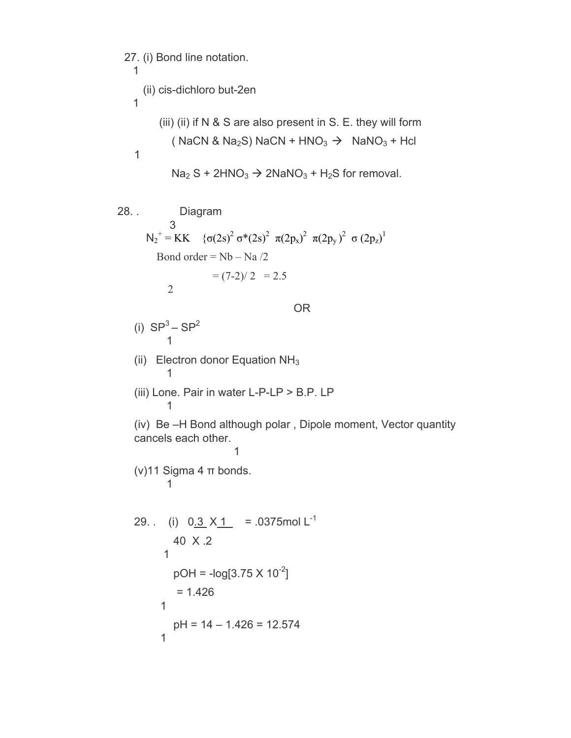27. (i) Bond line notation.
   1

   (ii) cis-dichloro but-2en
   1

   (iii) (ii) if N & S are also present in S. E. they will form
   ( NaCN & $Na_2S$) NaCN + $HNO_3$ → $NaNO_3$ + Hcl
   1

   $Na_2$ S + $2HNO_3$ → $2NaNO_3$ + $H_2S$ for removal.

28. . Diagram
   3

   $N_2^+$ = KK {$\sigma(2s)^2$ $\sigma^*(2s)^2$ $\pi(2p_x)^2$ $\pi(2p_y)^2$ $\sigma(2p_z)^1$

   Bond order = Nb – Na /2

   = (7-2)/ 2 = 2.5
   2

OR

(i) $SP^3 – SP^2$
   1

(ii) Electron donor Equation $NH_3$
   1

(iii) Lone. Pair in water L-P-LP > B.P. LP
   1

(iv) Be –H Bond although polar , Dipole moment, Vector quantity cancels each other.
   1

(v)11 Sigma 4 π bonds.
   1

29. . (i) $\frac{0.3 \times 1}{40 \times .2}$ = .0375mol $L^{-1}$
   1

   pOH = -log[3.75 X $10^{-2}$]
   = 1.426
   1

   pH = 14 – 1.426 = 12.574
   1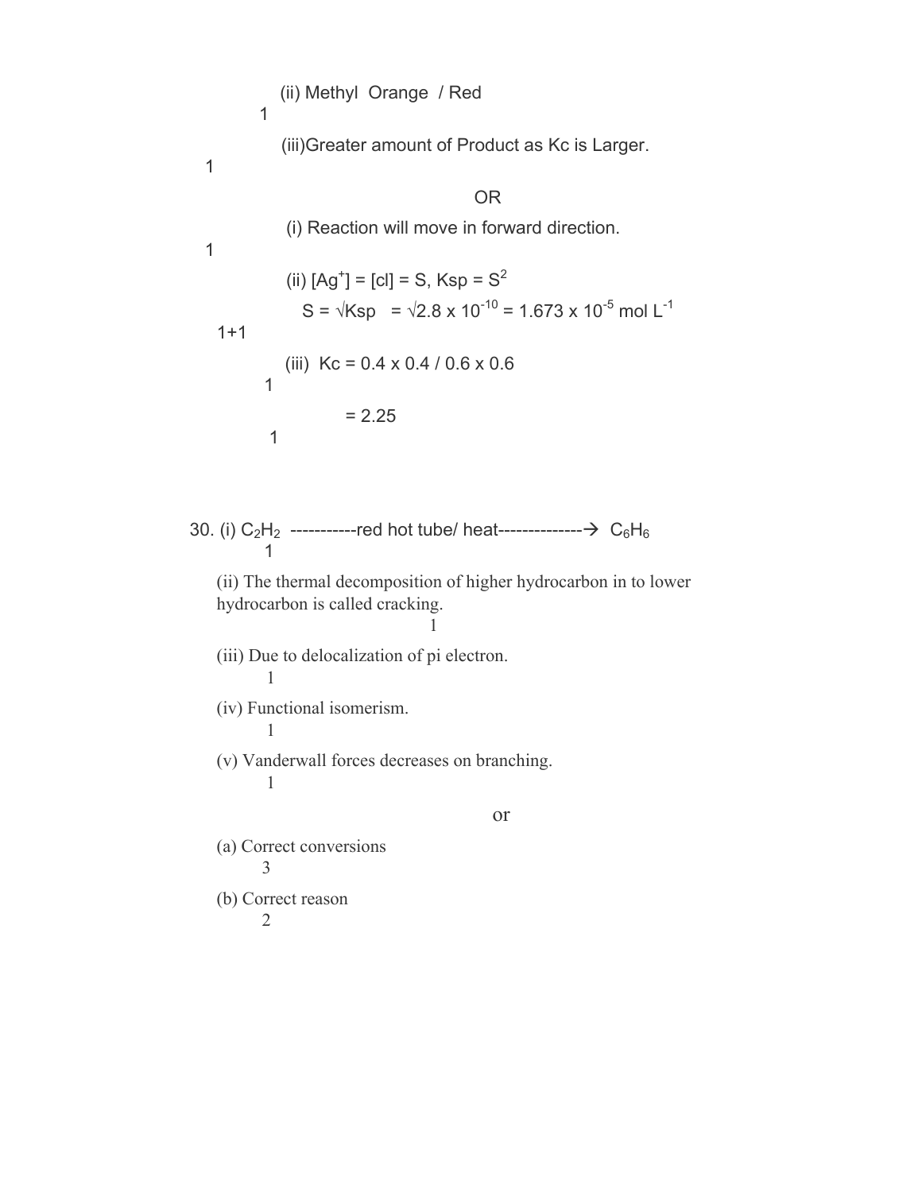(ii) Methyl Orange / Red

1

(iii)Greater amount of Product as Kc is Larger.

1

OR

(i) Reaction will move in forward direction.

1

(ii) $[Ag^+] = [cl] = S$, $Ksp = S^2$

$S = \sqrt{Ksp} = \sqrt{2.8 \times 10^{-10}} = 1.673 \times 10^{-5}$ mol $L^{-1}$

1+1

(iii) Kc = 0.4 x 0.4 / 0.6 x 0.6

1

= 2.25

1

30. (i) $C_2H_2$ -----------red hot tube/ heat--------------→ $C_6H_6$

1

(ii) The thermal decomposition of higher hydrocarbon in to lower hydrocarbon is called cracking.

1

(iii) Due to delocalization of pi electron.

1

(iv) Functional isomerism.

1

(v) Vanderwall forces decreases on branching.

1

or

(a) Correct conversions

3

(b) Correct reason

2